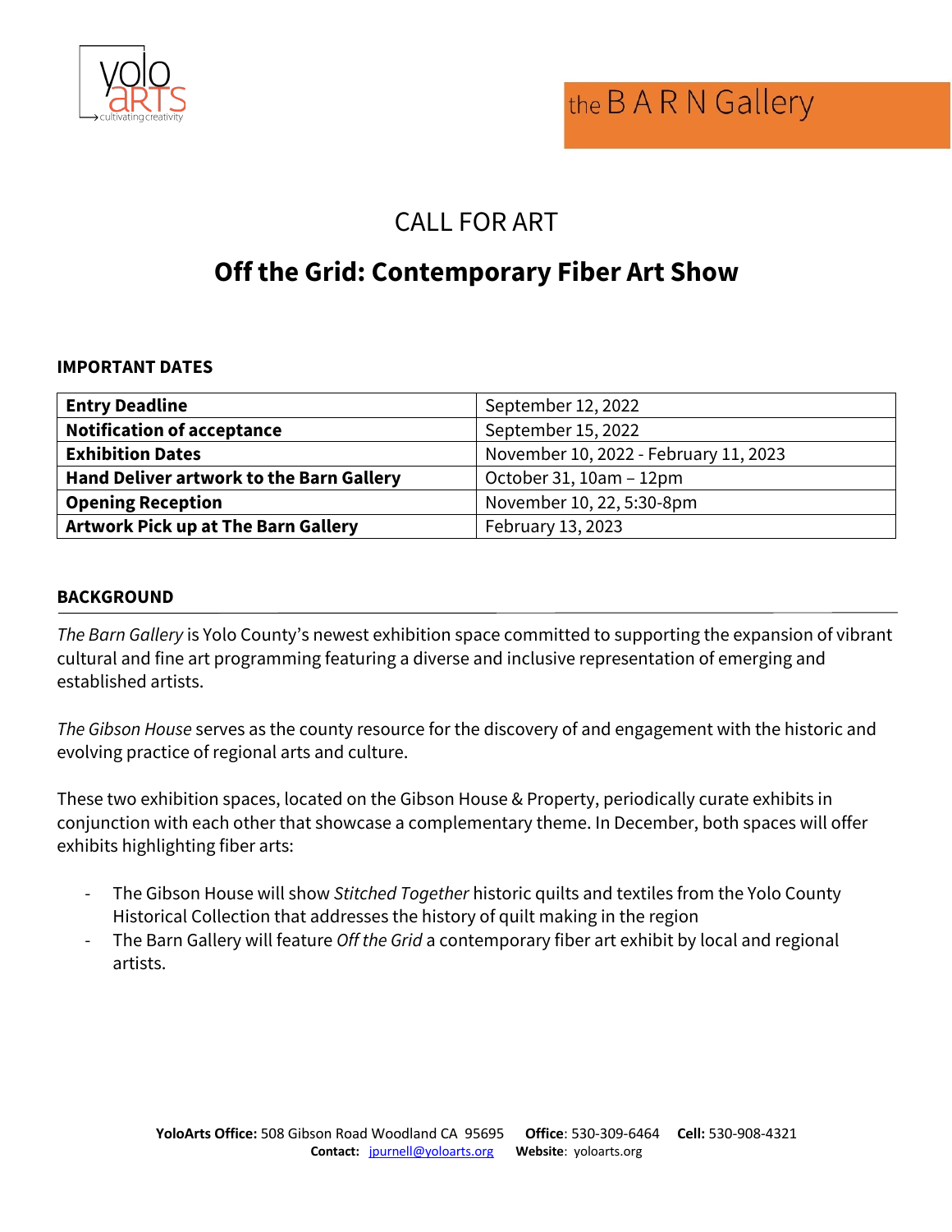yolo arts
cultivating creativity

the B A R N Gallery

# CALL FOR ART

# Off the Grid: Contemporary Fiber Art Show

## IMPORTANT DATES

| | |
|---|---|
| **Entry Deadline** | September 12, 2022 |
| **Notification of acceptance** | September 15, 2022 |
| **Exhibition Dates** | November 10, 2022 - February 11, 2023 |
| **Hand Deliver artwork to the Barn Gallery** | October 31, 10am – 12pm |
| **Opening Reception** | November 10, 22, 5:30-8pm |
| **Artwork Pick up at The Barn Gallery** | February 13, 2023 |

## BACKGROUND

*The Barn Gallery* is Yolo County's newest exhibition space committed to supporting the expansion of vibrant cultural and fine art programming featuring a diverse and inclusive representation of emerging and established artists.

*The Gibson House* serves as the county resource for the discovery of and engagement with the historic and evolving practice of regional arts and culture.

These two exhibition spaces, located on the Gibson House & Property, periodically curate exhibits in conjunction with each other that showcase a complementary theme. In December, both spaces will offer exhibits highlighting fiber arts:

- The Gibson House will show *Stitched Together* historic quilts and textiles from the Yolo County Historical Collection that addresses the history of quilt making in the region
- The Barn Gallery will feature *Off the Grid* a contemporary fiber art exhibit by local and regional artists.

**YoloArts Office:** 508 Gibson Road Woodland CA 95695 **Office**: 530-309-6464 **Cell:** 530-908-4321
**Contact:** jpurnell@yoloarts.org **Website**: yoloarts.org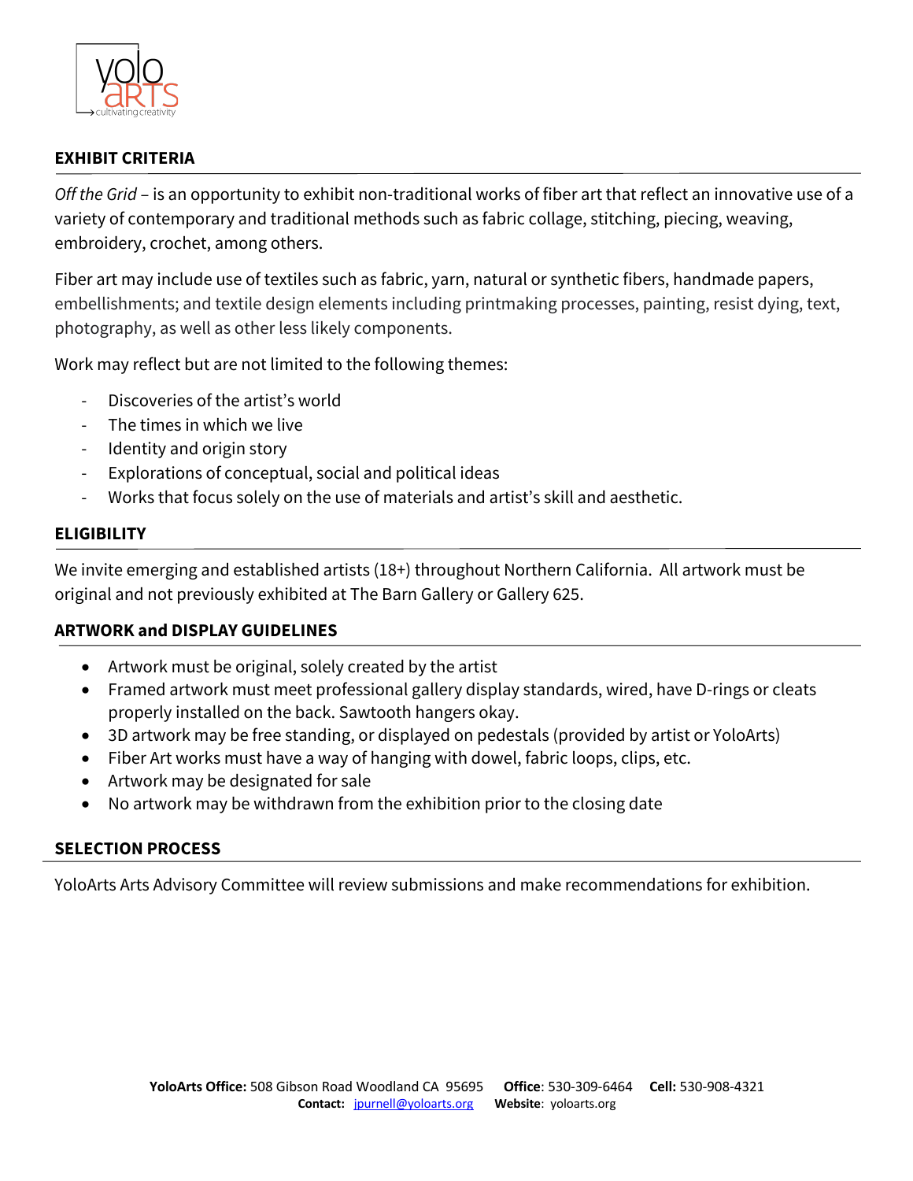## EXHIBIT CRITERIA

*Off the Grid* – is an opportunity to exhibit non-traditional works of fiber art that reflect an innovative use of a variety of contemporary and traditional methods such as fabric collage, stitching, piecing, weaving, embroidery, crochet, among others.

Fiber art may include use of textiles such as fabric, yarn, natural or synthetic fibers, handmade papers, embellishments; and textile design elements including printmaking processes, painting, resist dying, text, photography, as well as other less likely components.

Work may reflect but are not limited to the following themes:

- Discoveries of the artist's world
- The times in which we live
- Identity and origin story
- Explorations of conceptual, social and political ideas
- Works that focus solely on the use of materials and artist's skill and aesthetic.

## ELIGIBILITY

We invite emerging and established artists (18+) throughout Northern California. All artwork must be original and not previously exhibited at The Barn Gallery or Gallery 625.

## ARTWORK and DISPLAY GUIDELINES

- Artwork must be original, solely created by the artist
- Framed artwork must meet professional gallery display standards, wired, have D-rings or cleats properly installed on the back. Sawtooth hangers okay.
- 3D artwork may be free standing, or displayed on pedestals (provided by artist or YoloArts)
- Fiber Art works must have a way of hanging with dowel, fabric loops, clips, etc.
- Artwork may be designated for sale
- No artwork may be withdrawn from the exhibition prior to the closing date

## SELECTION PROCESS

YoloArts Arts Advisory Committee will review submissions and make recommendations for exhibition.

**YoloArts Office:** 508 Gibson Road Woodland CA 95695 **Office**: 530-309-6464 **Cell:** 530-908-4321
**Contact:** jpurnell@yoloarts.org **Website**: yoloarts.org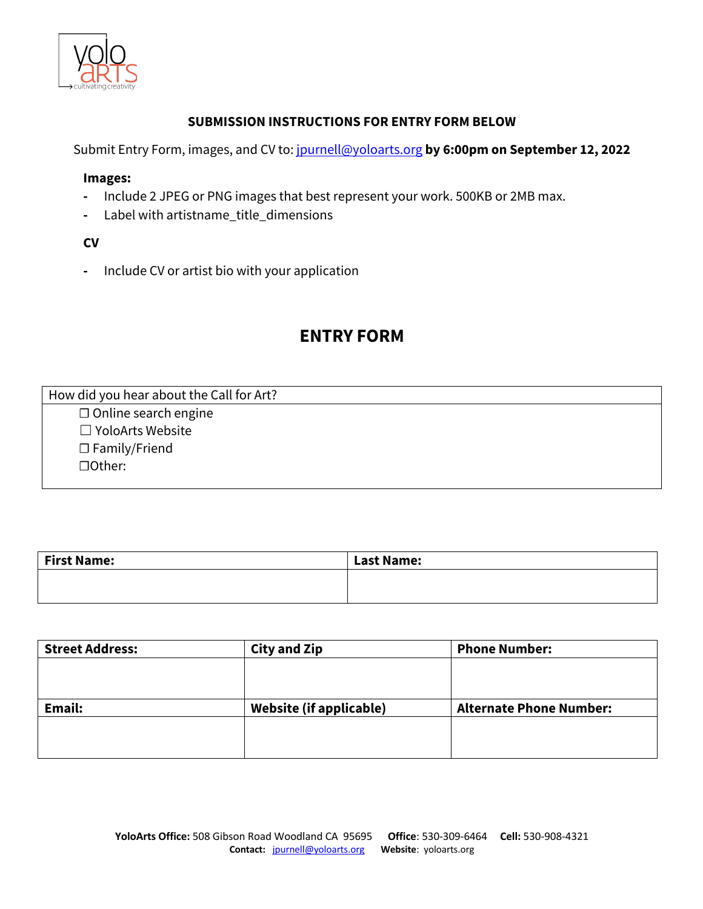**SUBMISSION INSTRUCTIONS FOR ENTRY FORM BELOW**

Submit Entry Form, images, and CV to: jpurnell@yoloarts.org **by 6:00pm on September 12, 2022**

**Images:**

- Include 2 JPEG or PNG images that best represent your work. 500KB or 2MB max.
- Label with artistname_title_dimensions

**CV**

- Include CV or artist bio with your application

## ENTRY FORM

| How did you hear about the Call for Art? |
|---|
| ☐ Online search engine<br>☐ YoloArts Website<br>☐ Family/Friend<br>☐Other: |

| **First Name:** | **Last Name:** |
|---|---|
| | |

| **Street Address:** | **City and Zip** | **Phone Number:** |
|---|---|---|
| | | |
| **Email:** | **Website (if applicable)** | **Alternate Phone Number:** |
| | | |

**YoloArts Office:** 508 Gibson Road Woodland CA 95695 **Office**: 530-309-6464 **Cell:** 530-908-4321
**Contact:** jpurnell@yoloarts.org **Website**: yoloarts.org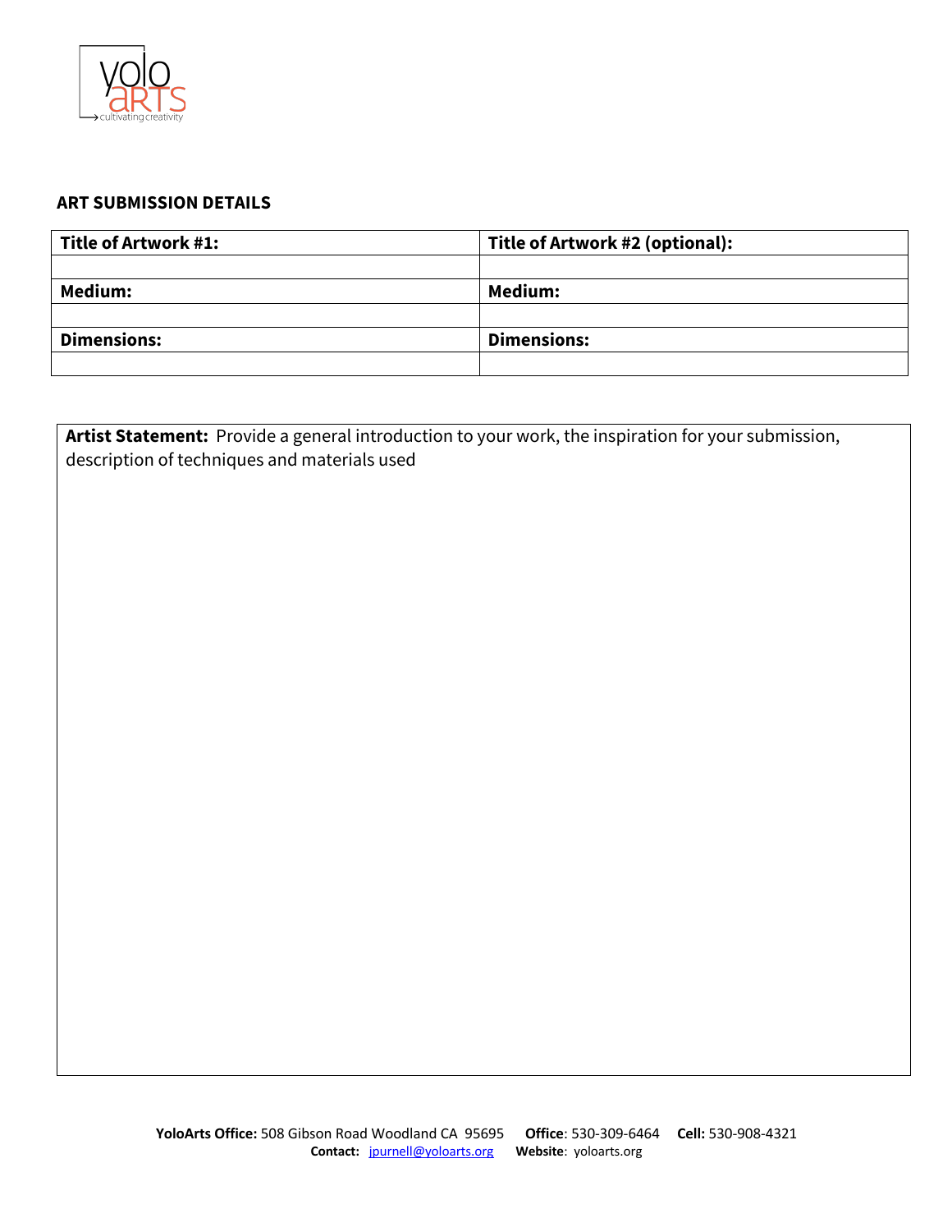## ART SUBMISSION DETAILS

| Title of Artwork #1: | Title of Artwork #2 (optional): |
|---|---|
| | |
| **Medium:** | **Medium:** |
| | |
| **Dimensions:** | **Dimensions:** |
| | |

**Artist Statement:** Provide a general introduction to your work, the inspiration for your submission, description of techniques and materials used

**YoloArts Office:** 508 Gibson Road Woodland CA 95695 **Office**: 530-309-6464 **Cell:** 530-908-4321
**Contact:** jpurnell@yoloarts.org **Website**: yoloarts.org